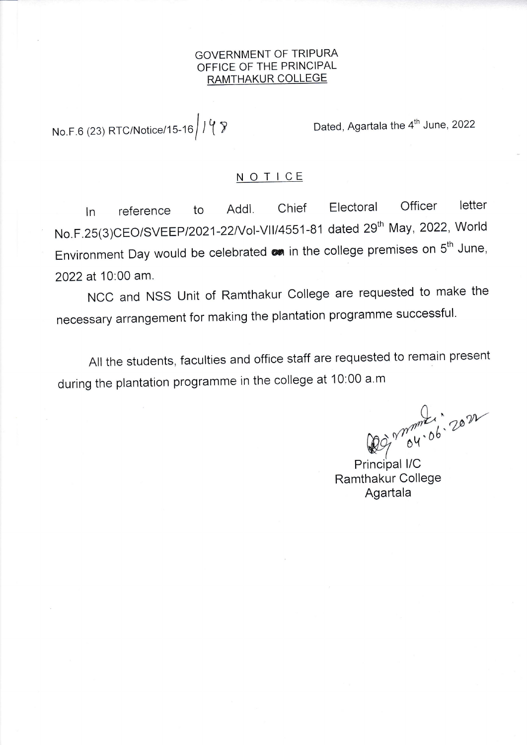GOVERNMENT OF TRIPURA
OFFICE OF THE PRINCIPAL
RAMTHAKUR COLLEGE

No.F.6 (23) RTC/Notice/15-16/148

Dated, Agartala the 4th June, 2022

## NOTICE

In reference to Addl. Chief Electoral Officer letter No.F.25(3)CEO/SVEEP/2021-22/Vol-VII/4551-81 dated 29th May, 2022, World Environment Day would be celebrated ~~on~~ in the college premises on 5th June, 2022 at 10:00 am.

NCC and NSS Unit of Ramthakur College are requested to make the necessary arrangement for making the plantation programme successful.

All the students, faculties and office staff are requested to remain present during the plantation programme in the college at 10:00 a.m

04.06.2022

Principal I/C
Ramthakur College
Agartala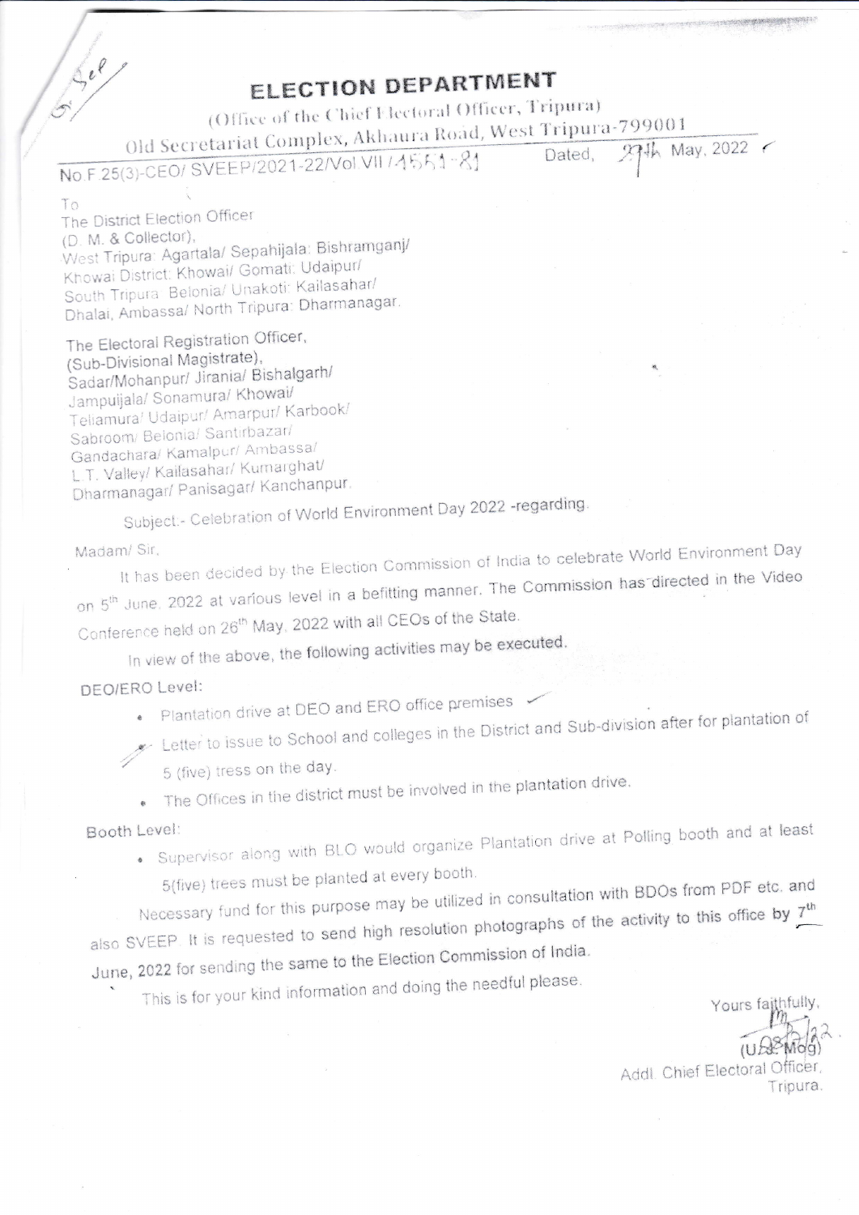# ELECTION DEPARTMENT

(Office of the Chief Electoral Officer, Tripura)

Old Secretariat Complex, Akhaura Road, West Tripura-799001

No.F.25(3)-CEO/ SVEEP/2021-22/Vol.VII / 4551-81 Dated, 27th May, 2022

To
The District Election Officer
(D. M. & Collector),
West Tripura: Agartala/ Sepahijala: Bishramganj/
Khowai District: Khowai/ Gomati: Udaipur/
South Tripura: Belonia/ Unakoti: Kailasahar/
Dhalai, Ambassa/ North Tripura: Dharmanagar.

The Electoral Registration Officer,
(Sub-Divisional Magistrate),
Sadar/Mohanpur/ Jirania/ Bishalgarh/
Jampuijala/ Sonamura/ Khowai/
Teliamura/ Udaipur/ Amarpur/ Karbook/
Sabroom/ Belonia/ Santirbazar/
Gandachara/ Kamalpur/ Ambassa/
L.T. Valley/ Kailasahar/ Kumarghat/
Dharmanagar/ Panisagar/ Kanchanpur.

Subject:- Celebration of World Environment Day 2022 -regarding.

Madam/ Sir,

It has been decided by the Election Commission of India to celebrate World Environment Day on 5th June, 2022 at various level in a befitting manner. The Commission has directed in the Video Conference held on 26th May, 2022 with all CEOs of the State.

In view of the above, the following activities may be executed.

DEO/ERO Level:

- Plantation drive at DEO and ERO office premises
- Letter to issue to School and colleges in the District and Sub-division after for plantation of 5 (five) tress on the day.
- The Offices in the district must be involved in the plantation drive.

Booth Level:

- Supervisor along with BLO would organize Plantation drive at Polling booth and at least 5(five) trees must be planted at every booth.

Necessary fund for this purpose may be utilized in consultation with BDOs from PDF etc. and also SVEEP. It is requested to send high resolution photographs of the activity to this office by 7th June, 2022 for sending the same to the Election Commission of India.

This is for your kind information and doing the needful please.

Yours faithfully,

(U.S. Mog)
Addl. Chief Electoral Officer,
Tripura.